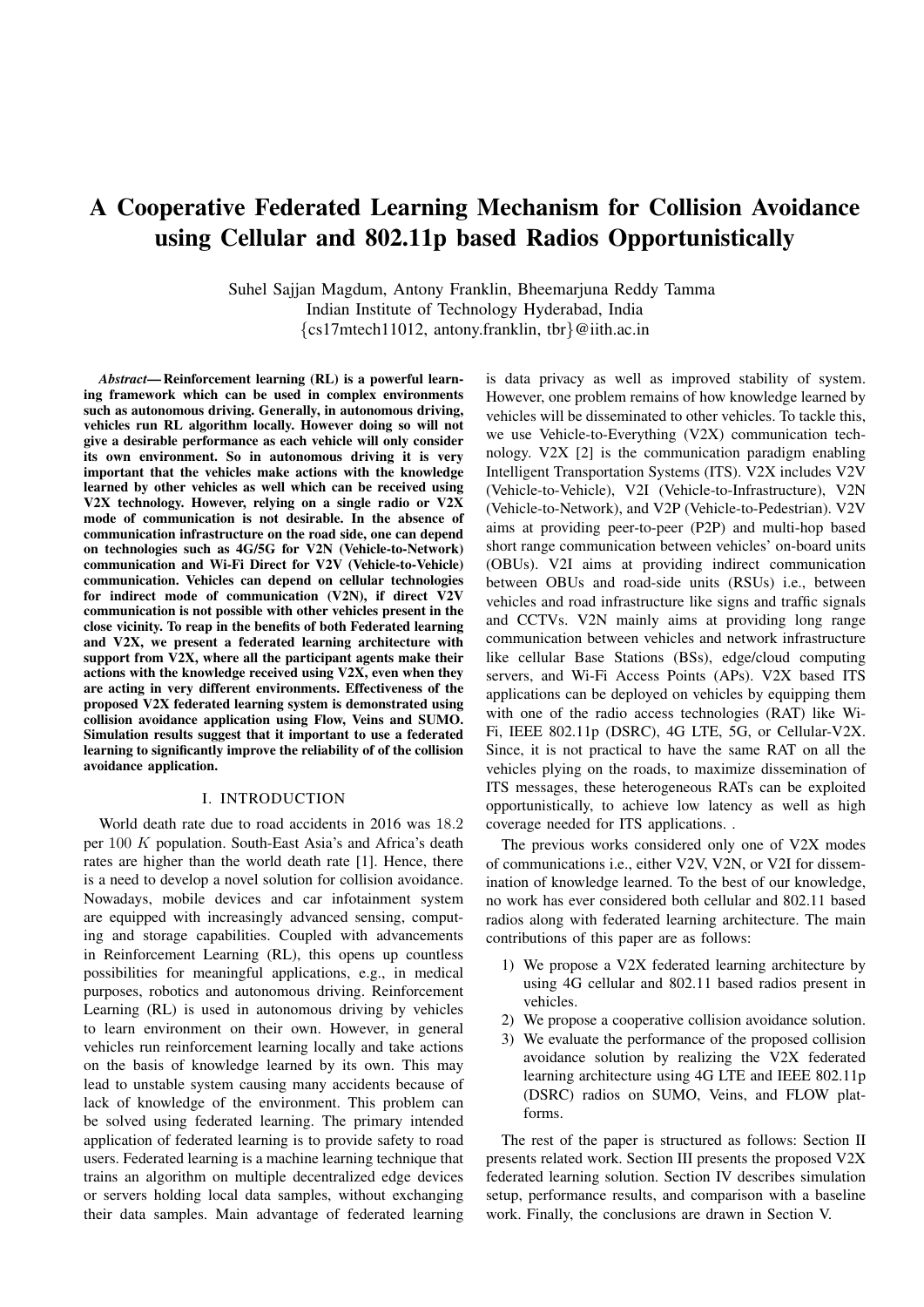# A Cooperative Federated Learning Mechanism for Collision Avoidance using Cellular and 802.11p based Radios Opportunistically

Suhel Sajjan Magdum, Antony Franklin, Bheemarjuna Reddy Tamma
Indian Institute of Technology Hyderabad, India
{cs17mtech11012, antony.franklin, tbr}@iith.ac.in

***Abstract*— Reinforcement learning (RL) is a powerful learning framework which can be used in complex environments such as autonomous driving. Generally, in autonomous driving, vehicles run RL algorithm locally. However doing so will not give a desirable performance as each vehicle will only consider its own environment. So in autonomous driving it is very important that the vehicles make actions with the knowledge learned by other vehicles as well which can be received using V2X technology. However, relying on a single radio or V2X mode of communication is not desirable. In the absence of communication infrastructure on the road side, one can depend on technologies such as 4G/5G for V2N (Vehicle-to-Network) communication and Wi-Fi Direct for V2V (Vehicle-to-Vehicle) communication. Vehicles can depend on cellular technologies for indirect mode of communication (V2N), if direct V2V communication is not possible with other vehicles present in the close vicinity. To reap in the benefits of both Federated learning and V2X, we present a federated learning architecture with support from V2X, where all the participant agents make their actions with the knowledge received using V2X, even when they are acting in very different environments. Effectiveness of the proposed V2X federated learning system is demonstrated using collision avoidance application using Flow, Veins and SUMO. Simulation results suggest that it important to use a federated learning to significantly improve the reliability of of the collision avoidance application.**

## I. INTRODUCTION

World death rate due to road accidents in 2016 was 18.2 per 100 $K$ population. South-East Asia's and Africa's death rates are higher than the world death rate [1]. Hence, there is a need to develop a novel solution for collision avoidance. Nowadays, mobile devices and car infotainment system are equipped with increasingly advanced sensing, computing and storage capabilities. Coupled with advancements in Reinforcement Learning (RL), this opens up countless possibilities for meaningful applications, e.g., in medical purposes, robotics and autonomous driving. Reinforcement Learning (RL) is used in autonomous driving by vehicles to learn environment on their own. However, in general vehicles run reinforcement learning locally and take actions on the basis of knowledge learned by its own. This may lead to unstable system causing many accidents because of lack of knowledge of the environment. This problem can be solved using federated learning. The primary intended application of federated learning is to provide safety to road users. Federated learning is a machine learning technique that trains an algorithm on multiple decentralized edge devices or servers holding local data samples, without exchanging their data samples. Main advantage of federated learning is data privacy as well as improved stability of system. However, one problem remains of how knowledge learned by vehicles will be disseminated to other vehicles. To tackle this, we use Vehicle-to-Everything (V2X) communication technology. V2X [2] is the communication paradigm enabling Intelligent Transportation Systems (ITS). V2X includes V2V (Vehicle-to-Vehicle), V2I (Vehicle-to-Infrastructure), V2N (Vehicle-to-Network), and V2P (Vehicle-to-Pedestrian). V2V aims at providing peer-to-peer (P2P) and multi-hop based short range communication between vehicles' on-board units (OBUs). V2I aims at providing indirect communication between OBUs and road-side units (RSUs) i.e., between vehicles and road infrastructure like signs and traffic signals and CCTVs. V2N mainly aims at providing long range communication between vehicles and network infrastructure like cellular Base Stations (BSs), edge/cloud computing servers, and Wi-Fi Access Points (APs). V2X based ITS applications can be deployed on vehicles by equipping them with one of the radio access technologies (RAT) like Wi-Fi, IEEE 802.11p (DSRC), 4G LTE, 5G, or Cellular-V2X. Since, it is not practical to have the same RAT on all the vehicles plying on the roads, to maximize dissemination of ITS messages, these heterogeneous RATs can be exploited opportunistically, to achieve low latency as well as high coverage needed for ITS applications. .

The previous works considered only one of V2X modes of communications i.e., either V2V, V2N, or V2I for dissemination of knowledge learned. To the best of our knowledge, no work has ever considered both cellular and 802.11 based radios along with federated learning architecture. The main contributions of this paper are as follows:

1) We propose a V2X federated learning architecture by using 4G cellular and 802.11 based radios present in vehicles.
2) We propose a cooperative collision avoidance solution.
3) We evaluate the performance of the proposed collision avoidance solution by realizing the V2X federated learning architecture using 4G LTE and IEEE 802.11p (DSRC) radios on SUMO, Veins, and FLOW platforms.

The rest of the paper is structured as follows: Section II presents related work. Section III presents the proposed V2X federated learning solution. Section IV describes simulation setup, performance results, and comparison with a baseline work. Finally, the conclusions are drawn in Section V.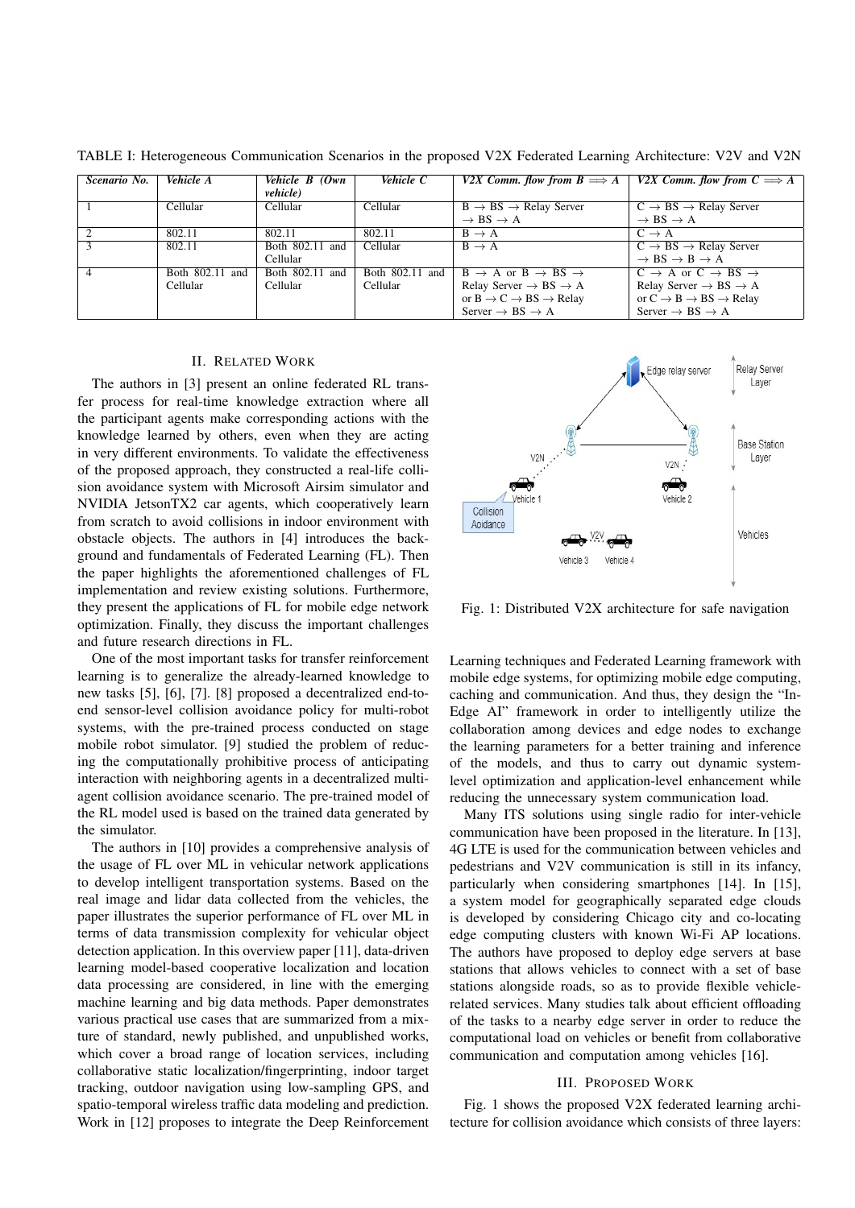TABLE I: Heterogeneous Communication Scenarios in the proposed V2X Federated Learning Architecture: V2V and V2N

| *Scenario No.* | *Vehicle A* | *Vehicle B (Own vehicle)* | *Vehicle C* | *V2X Comm. flow from B ⟹ A* | *V2X Comm. flow from C ⟹ A* |
|---|---|---|---|---|---|
| 1 | Cellular | Cellular | Cellular | B → BS → Relay Server → BS → A | C → BS → Relay Server → BS → A |
| 2 | 802.11 | 802.11 | 802.11 | B → A | C → A |
| 3 | 802.11 | Both 802.11 and Cellular | Cellular | B → A | C → BS → Relay Server → BS → B → A |
| 4 | Both 802.11 and Cellular | Both 802.11 and Cellular | Both 802.11 and Cellular | B → A or B → BS → Relay Server → BS → A or B → C → BS → Relay Server → BS → A | C → A or C → BS → Relay Server → BS → A or C → B → BS → Relay Server → BS → A |

## II. Related Work

The authors in [3] present an online federated RL transfer process for real-time knowledge extraction where all the participant agents make corresponding actions with the knowledge learned by others, even when they are acting in very different environments. To validate the effectiveness of the proposed approach, they constructed a real-life collision avoidance system with Microsoft Airsim simulator and NVIDIA JetsonTX2 car agents, which cooperatively learn from scratch to avoid collisions in indoor environment with obstacle objects. The authors in [4] introduces the background and fundamentals of Federated Learning (FL). Then the paper highlights the aforementioned challenges of FL implementation and review existing solutions. Furthermore, they present the applications of FL for mobile edge network optimization. Finally, they discuss the important challenges and future research directions in FL.

One of the most important tasks for transfer reinforcement learning is to generalize the already-learned knowledge to new tasks [5], [6], [7]. [8] proposed a decentralized end-to-end sensor-level collision avoidance policy for multi-robot systems, with the pre-trained process conducted on stage mobile robot simulator. [9] studied the problem of reducing the computationally prohibitive process of anticipating interaction with neighboring agents in a decentralized multi-agent collision avoidance scenario. The pre-trained model of the RL model used is based on the trained data generated by the simulator.

The authors in [10] provides a comprehensive analysis of the usage of FL over ML in vehicular network applications to develop intelligent transportation systems. Based on the real image and lidar data collected from the vehicles, the paper illustrates the superior performance of FL over ML in terms of data transmission complexity for vehicular object detection application. In this overview paper [11], data-driven learning model-based cooperative localization and location data processing are considered, in line with the emerging machine learning and big data methods. Paper demonstrates various practical use cases that are summarized from a mixture of standard, newly published, and unpublished works, which cover a broad range of location services, including collaborative static localization/fingerprinting, indoor target tracking, outdoor navigation using low-sampling GPS, and spatio-temporal wireless traffic data modeling and prediction. Work in [12] proposes to integrate the Deep Reinforcement Learning techniques and Federated Learning framework with mobile edge systems, for optimizing mobile edge computing, caching and communication. And thus, they design the "In-Edge AI" framework in order to intelligently utilize the collaboration among devices and edge nodes to exchange the learning parameters for a better training and inference of the models, and thus to carry out dynamic system-level optimization and application-level enhancement while reducing the unnecessary system communication load.

Many ITS solutions using single radio for inter-vehicle communication have been proposed in the literature. In [13], 4G LTE is used for the communication between vehicles and pedestrians and V2V communication is still in its infancy, particularly when considering smartphones [14]. In [15], a system model for geographically separated edge clouds is developed by considering Chicago city and co-locating edge computing clusters with known Wi-Fi AP locations. The authors have proposed to deploy edge servers at base stations that allows vehicles to connect with a set of base stations alongside roads, so as to provide flexible vehicle-related services. Many studies talk about efficient offloading of the tasks to a nearby edge server in order to reduce the computational load on vehicles or benefit from collaborative communication and computation among vehicles [16].

Fig. 1: Distributed V2X architecture for safe navigation

## III. Proposed Work

Fig. 1 shows the proposed V2X federated learning architecture for collision avoidance which consists of three layers: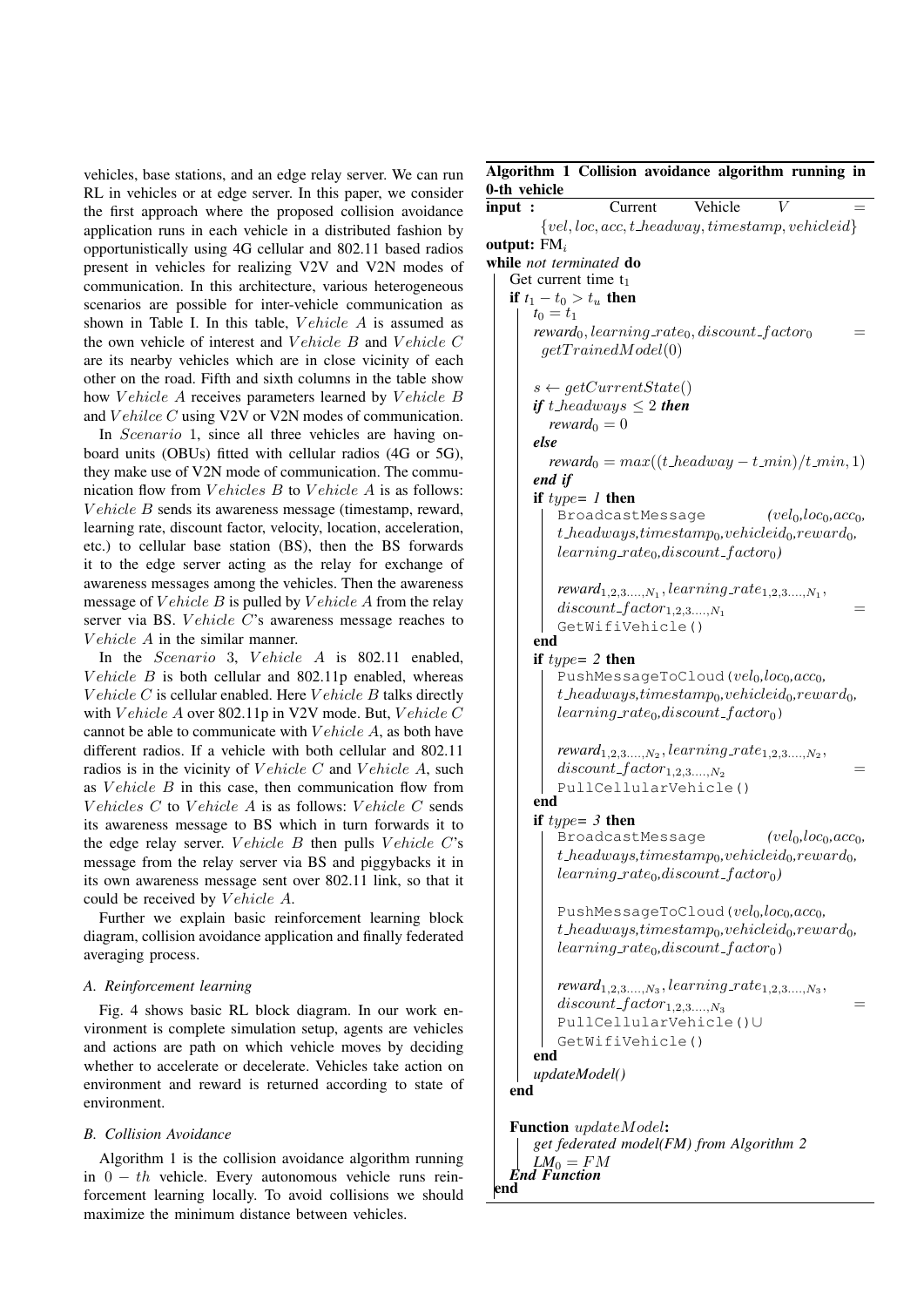vehicles, base stations, and an edge relay server. We can run RL in vehicles or at edge server. In this paper, we consider the first approach where the proposed collision avoidance application runs in each vehicle in a distributed fashion by opportunistically using 4G cellular and 802.11 based radios present in vehicles for realizing V2V and V2N modes of communication. In this architecture, various heterogeneous scenarios are possible for inter-vehicle communication as shown in Table I. In this table, $Vehicle\ A$ is assumed as the own vehicle of interest and $Vehicle\ B$ and $Vehicle\ C$ are its nearby vehicles which are in close vicinity of each other on the road. Fifth and sixth columns in the table show how $Vehicle\ A$ receives parameters learned by $Vehicle\ B$ and $Vehilce\ C$ using V2V or V2N modes of communication.

In $Scenario$ 1, since all three vehicles are having on-board units (OBUs) fitted with cellular radios (4G or 5G), they make use of V2N mode of communication. The communication flow from $Vehicles\ B$ to $Vehicle\ A$ is as follows: $Vehicle\ B$ sends its awareness message (timestamp, reward, learning rate, discount factor, velocity, location, acceleration, etc.) to cellular base station (BS), then the BS forwards it to the edge server acting as the relay for exchange of awareness messages among the vehicles. Then the awareness message of $Vehicle\ B$ is pulled by $Vehicle\ A$ from the relay server via BS. $Vehicle\ C$'s awareness message reaches to $Vehicle\ A$ in the similar manner.

In the $Scenario$ 3, $Vehicle\ A$ is 802.11 enabled, $Vehicle\ B$ is both cellular and 802.11p enabled, whereas $Vehicle\ C$ is cellular enabled. Here $Vehicle\ B$ talks directly with $Vehicle\ A$ over 802.11p in V2V mode. But, $Vehicle\ C$ cannot be able to communicate with $Vehicle\ A$, as both have different radios. If a vehicle with both cellular and 802.11 radios is in the vicinity of $Vehicle\ C$ and $Vehicle\ A$, such as $Vehicle\ B$ in this case, then communication flow from $Vehicles\ C$ to $Vehicle\ A$ is as follows: $Vehicle\ C$ sends its awareness message to BS which in turn forwards it to the edge relay server. $Vehicle\ B$ then pulls $Vehicle\ C$'s message from the relay server via BS and piggybacks it in its own awareness message sent over 802.11 link, so that it could be received by $Vehicle\ A$.

Further we explain basic reinforcement learning block diagram, collision avoidance application and finally federated averaging process.

### *A. Reinforcement learning*

Fig. 4 shows basic RL block diagram. In our work environment is complete simulation setup, agents are vehicles and actions are path on which vehicle moves by deciding whether to accelerate or decelerate. Vehicles take action on environment and reward is returned according to state of environment.

### *B. Collision Avoidance*

Algorithm 1 is the collision avoidance algorithm running in $0-th$ vehicle. Every autonomous vehicle runs reinforcement learning locally. To avoid collisions we should maximize the minimum distance between vehicles.

**Algorithm 1** Collision avoidance algorithm running in 0-th vehicle

**input :** Current Vehicle $V = \{vel, loc, acc, t\_headway, timestamp, vehicleid\}$
**output:** $FM_i$
**while** *not terminated* **do**
  Get current time $t_1$
  **if** $t_1 - t_0 > t_u$ **then**
    $t_0 = t_1$
    $reward_0, learning\_rate_0, discount\_factor_0 = getTrainedModel(0)$

    $s \leftarrow getCurrentState()$
    ***if*** $t\_headways \leq 2$ ***then***
      $reward_0 = 0$
    ***else***
      $reward_0 = max((t\_headway - t\_min)/t\_min, 1)$
    ***end if***
    **if** *type= 1* **then**
      `BroadcastMessage` ($vel_0$,$loc_0$,$acc_0$, $t\_headways$,$timestamp_0$,$vehicleid_0$,$reward_0$, $learning\_rate_0$,$discount\_factor_0$)

      $reward_{1,2,3....,N_1}, learning\_rate_{1,2,3....,N_1}, discount\_factor_{1,2,3....,N_1}$ = `GetWifiVehicle()`
    **end**
    **if** *type= 2* **then**
      `PushMessageToCloud`($vel_0$,$loc_0$,$acc_0$, $t\_headways$,$timestamp_0$,$vehicleid_0$,$reward_0$, $learning\_rate_0$,$discount\_factor_0$)

      $reward_{1,2,3....,N_2}, learning\_rate_{1,2,3....,N_2}, discount\_factor_{1,2,3....,N_2}$ = `PullCellularVehicle()`
    **end**
    **if** *type= 3* **then**
      `BroadcastMessage` ($vel_0$,$loc_0$,$acc_0$, $t\_headways$,$timestamp_0$,$vehicleid_0$,$reward_0$, $learning\_rate_0$,$discount\_factor_0$)

      `PushMessageToCloud`($vel_0$,$loc_0$,$acc_0$, $t\_headways$,$timestamp_0$,$vehicleid_0$,$reward_0$, $learning\_rate_0$,$discount\_factor_0$)

      $reward_{1,2,3....,N_3}, learning\_rate_{1,2,3....,N_3}, discount\_factor_{1,2,3....,N_3}$ = `PullCellularVehicle()`∪ `GetWifiVehicle()`
    **end**
    *updateModel()*
  **end**

  **Function** $updateModel$**:**
    *get federated model(FM) from Algorithm 2*
    $LM_0 = FM$
  ***End Function***
**end**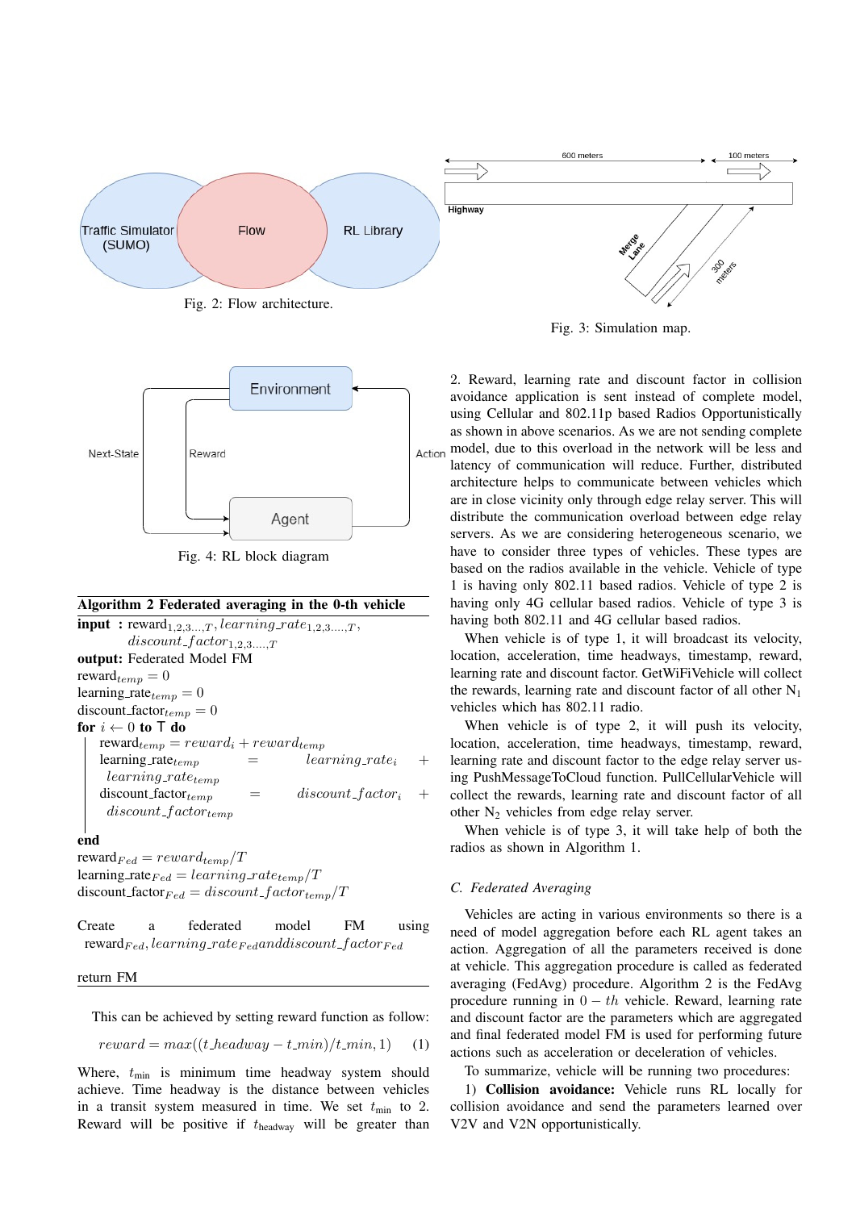Traffic Simulator (SUMO) | Flow | RL Library

Fig. 2: Flow architecture.

600 meters | 100 meters | Highway | Merge Lane | 300 meters

Fig. 3: Simulation map.

Environment | Next-State | Reward | Action | Agent

Fig. 4: RL block diagram

**Algorithm 2 Federated averaging in the 0-th vehicle**

**input :** $\text{reward}_{1,2,3...,T}, learning\_rate_{1,2,3....,T}, discount\_factor_{1,2,3....,T}$
**output:** Federated Model FM
$\text{reward}_{temp} = 0$
$\text{learning\_rate}_{temp} = 0$
$\text{discount\_factor}_{temp} = 0$
**for** $i \leftarrow 0$ **to** T **do**
  $\text{reward}_{temp} = reward_i + reward_{temp}$
  $\text{learning\_rate}_{temp} = learning\_rate_i + learning\_rate_{temp}$
  $\text{discount\_factor}_{temp} = discount\_factor_i + discount\_factor_{temp}$
**end**
$\text{reward}_{Fed} = reward_{temp}/T$
$\text{learning\_rate}_{Fed} = learning\_rate_{temp}/T$
$\text{discount\_factor}_{Fed} = discount\_factor_{temp}/T$

Create a federated model FM using $\text{reward}_{Fed}, learning\_rate_{Fed} and discount\_factor_{Fed}$

return FM

This can be achieved by setting reward function as follow:

$$reward = max((t\_headway - t\_min)/t\_min, 1) \quad (1)$$

Where, $t_{\text{min}}$ is minimum time headway system should achieve. Time headway is the distance between vehicles in a transit system measured in time. We set $t_{\text{min}}$ to 2. Reward will be positive if $t_{\text{headway}}$ will be greater than

2. Reward, learning rate and discount factor in collision avoidance application is sent instead of complete model, using Cellular and 802.11p based Radios Opportunistically as shown in above scenarios. As we are not sending complete model, due to this overload in the network will be less and latency of communication will reduce. Further, distributed architecture helps to communicate between vehicles which are in close vicinity only through edge relay server. This will distribute the communication overload between edge relay servers. As we are considering heterogeneous scenario, we have to consider three types of vehicles. These types are based on the radios available in the vehicle. Vehicle of type 1 is having only 802.11 based radios. Vehicle of type 2 is having only 4G cellular based radios. Vehicle of type 3 is having both 802.11 and 4G cellular based radios.

When vehicle is of type 1, it will broadcast its velocity, location, acceleration, time headways, timestamp, reward, learning rate and discount factor. GetWiFiVehicle will collect the rewards, learning rate and discount factor of all other $N_1$ vehicles which has 802.11 radio.

When vehicle is of type 2, it will push its velocity, location, acceleration, time headways, timestamp, reward, learning rate and discount factor to the edge relay server using PushMessageToCloud function. PullCellularVehicle will collect the rewards, learning rate and discount factor of all other $N_2$ vehicles from edge relay server.

When vehicle is of type 3, it will take help of both the radios as shown in Algorithm 1.

### C. Federated Averaging

Vehicles are acting in various environments so there is a need of model aggregation before each RL agent takes an action. Aggregation of all the parameters received is done at vehicle. This aggregation procedure is called as federated averaging (FedAvg) procedure. Algorithm 2 is the FedAvg procedure running in $0-th$ vehicle. Reward, learning rate and discount factor are the parameters which are aggregated and final federated model FM is used for performing future actions such as acceleration or deceleration of vehicles.

To summarize, vehicle will be running two procedures:

1) **Collision avoidance:** Vehicle runs RL locally for collision avoidance and send the parameters learned over V2V and V2N opportunistically.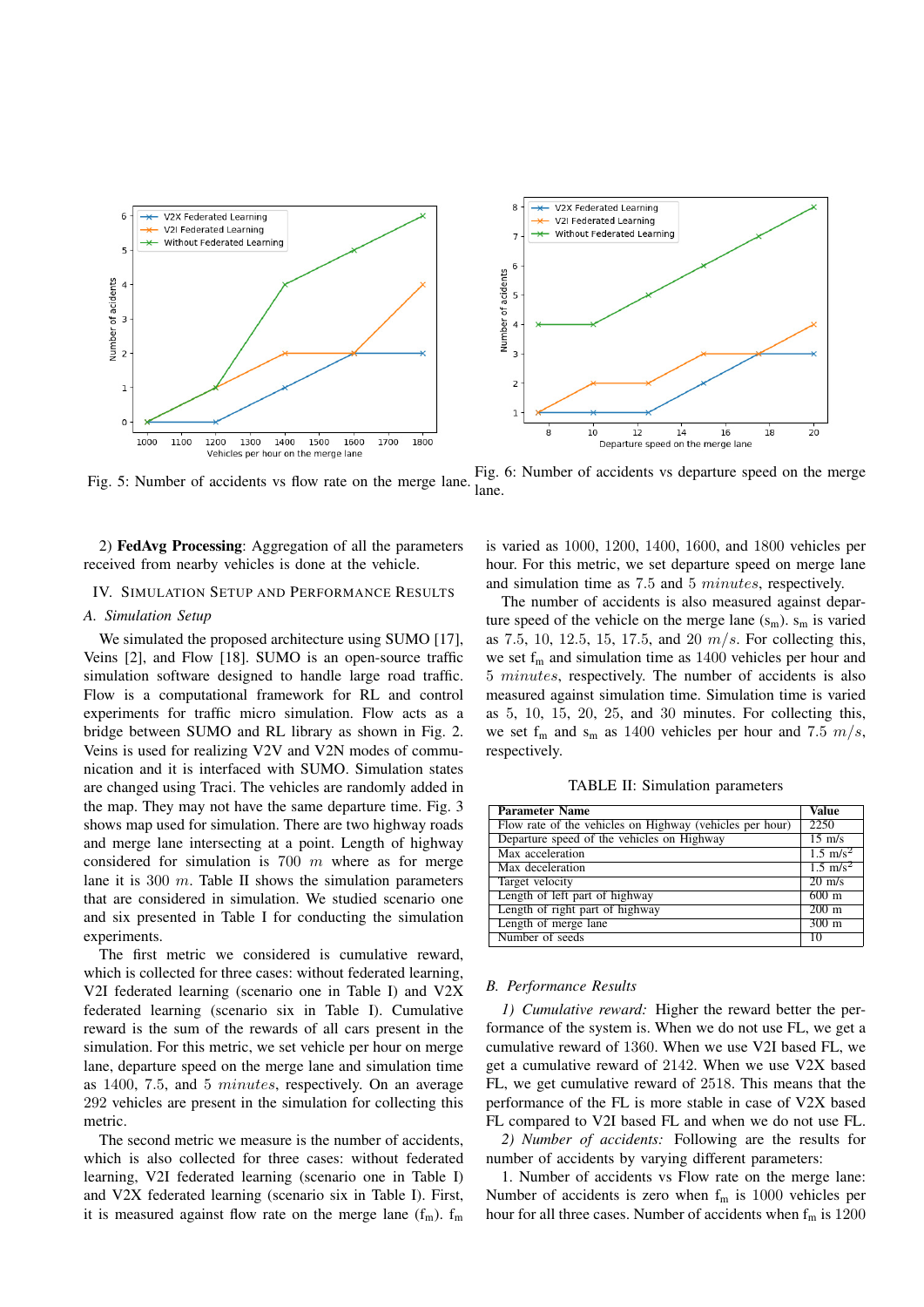Fig. 5: Number of accidents vs flow rate on the merge lane.

Fig. 6: Number of accidents vs departure speed on the merge lane.

2) **FedAvg Processing**: Aggregation of all the parameters received from nearby vehicles is done at the vehicle.

## IV. Simulation Setup and Performance Results

### A. Simulation Setup

We simulated the proposed architecture using SUMO [17], Veins [2], and Flow [18]. SUMO is an open-source traffic simulation software designed to handle large road traffic. Flow is a computational framework for RL and control experiments for traffic micro simulation. Flow acts as a bridge between SUMO and RL library as shown in Fig. 2. Veins is used for realizing V2V and V2N modes of communication and it is interfaced with SUMO. Simulation states are changed using Traci. The vehicles are randomly added in the map. They may not have the same departure time. Fig. 3 shows map used for simulation. There are two highway roads and merge lane intersecting at a point. Length of highway considered for simulation is 700 $m$ where as for merge lane it is 300 $m$. Table II shows the simulation parameters that are considered in simulation. We studied scenario one and six presented in Table I for conducting the simulation experiments.

The first metric we considered is cumulative reward, which is collected for three cases: without federated learning, V2I federated learning (scenario one in Table I) and V2X federated learning (scenario six in Table I). Cumulative reward is the sum of the rewards of all cars present in the simulation. For this metric, we set vehicle per hour on merge lane, departure speed on the merge lane and simulation time as 1400, 7.5, and 5 $minutes$, respectively. On an average 292 vehicles are present in the simulation for collecting this metric.

The second metric we measure is the number of accidents, which is also collected for three cases: without federated learning, V2I federated learning (scenario one in Table I) and V2X federated learning (scenario six in Table I). First, it is measured against flow rate on the merge lane ($f_m$). $f_m$ is varied as 1000, 1200, 1400, 1600, and 1800 vehicles per hour. For this metric, we set departure speed on merge lane and simulation time as 7.5 and 5 $minutes$, respectively.

The number of accidents is also measured against departure speed of the vehicle on the merge lane ($s_m$). $s_m$ is varied as 7.5, 10, 12.5, 15, 17.5, and 20 $m/s$. For collecting this, we set $f_m$ and simulation time as 1400 vehicles per hour and 5 $minutes$, respectively. The number of accidents is also measured against simulation time. Simulation time is varied as 5, 10, 15, 20, 25, and 30 minutes. For collecting this, we set $f_m$ and $s_m$ as 1400 vehicles per hour and 7.5 $m/s$, respectively.

TABLE II: Simulation parameters

| Parameter Name | Value |
|---|---|
| Flow rate of the vehicles on Highway (vehicles per hour) | 2250 |
| Departure speed of the vehicles on Highway | 15 m/s |
| Max acceleration | 1.5 $m/s^2$ |
| Max deceleration | 1.5 $m/s^2$ |
| Target velocity | 20 m/s |
| Length of left part of highway | 600 m |
| Length of right part of highway | 200 m |
| Length of merge lane | 300 m |
| Number of seeds | 10 |

### B. Performance Results

*1) Cumulative reward:* Higher the reward better the performance of the system is. When we do not use FL, we get a cumulative reward of 1360. When we use V2I based FL, we get a cumulative reward of 2142. When we use V2X based FL, we get cumulative reward of 2518. This means that the performance of the FL is more stable in case of V2X based FL compared to V2I based FL and when we do not use FL.

*2) Number of accidents:* Following are the results for number of accidents by varying different parameters:

1. Number of accidents vs Flow rate on the merge lane: Number of accidents is zero when $f_m$ is 1000 vehicles per hour for all three cases. Number of accidents when $f_m$ is 1200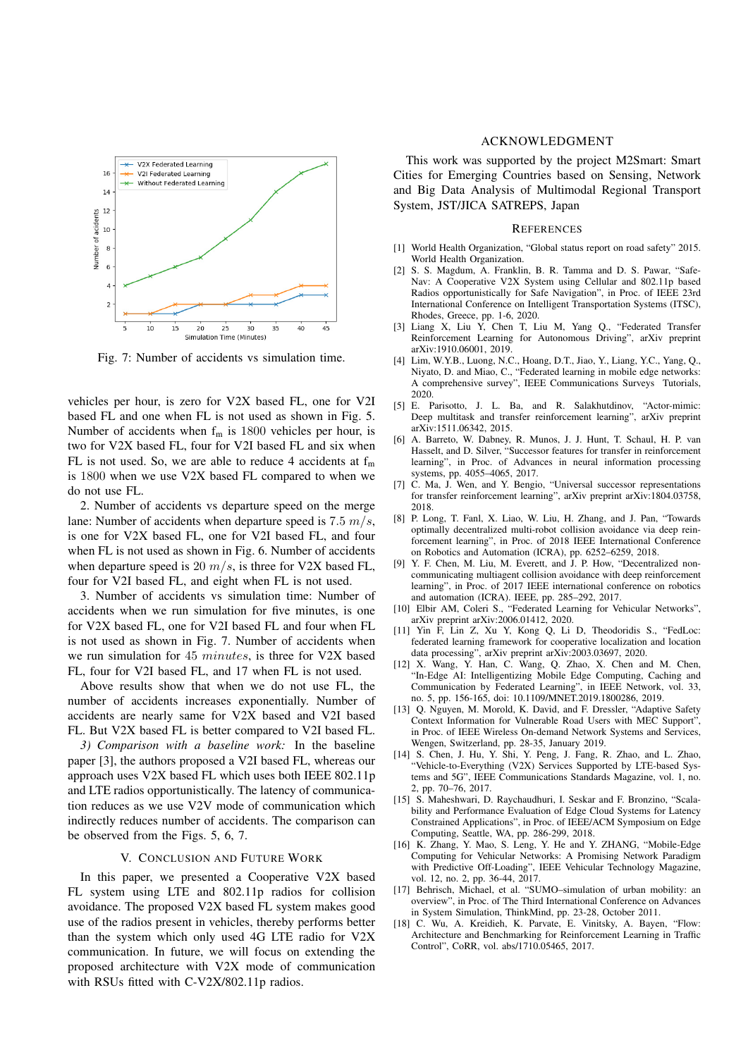V2X Federated Learning
V2I Federated Learning
Without Federated Learning

Number of accidents

16
14
12
10
8
6
4
2

5 10 15 20 25 30 35 40 45

Simulation Time (Minutes)

Fig. 7: Number of accidents vs simulation time.

vehicles per hour, is zero for V2X based FL, one for V2I based FL and one when FL is not used as shown in Fig. 5. Number of accidents when $f_m$ is 1800 vehicles per hour, is two for V2X based FL, four for V2I based FL and six when FL is not used. So, we are able to reduce 4 accidents at $f_m$ is 1800 when we use V2X based FL compared to when we do not use FL.

2. Number of accidents vs departure speed on the merge lane: Number of accidents when departure speed is $7.5\ m/s$, is one for V2X based FL, one for V2I based FL, and four when FL is not used as shown in Fig. 6. Number of accidents when departure speed is $20\ m/s$, is three for V2X based FL, four for V2I based FL, and eight when FL is not used.

3. Number of accidents vs simulation time: Number of accidents when we run simulation for five minutes, is one for V2X based FL, one for V2I based FL and four when FL is not used as shown in Fig. 7. Number of accidents when we run simulation for $45\ minutes$, is three for V2X based FL, four for V2I based FL, and 17 when FL is not used.

Above results show that when we do not use FL, the number of accidents increases exponentially. Number of accidents are nearly same for V2X based and V2I based FL. But V2X based FL is better compared to V2I based FL.

*3) Comparison with a baseline work:* In the baseline paper [3], the authors proposed a V2I based FL, whereas our approach uses V2X based FL which uses both IEEE 802.11p and LTE radios opportunistically. The latency of communication reduces as we use V2V mode of communication which indirectly reduces number of accidents. The comparison can be observed from the Figs. 5, 6, 7.

## V. Conclusion and Future Work

In this paper, we presented a Cooperative V2X based FL system using LTE and 802.11p radios for collision avoidance. The proposed V2X based FL system makes good use of the radios present in vehicles, thereby performs better than the system which only used 4G LTE radio for V2X communication. In future, we will focus on extending the proposed architecture with V2X mode of communication with RSUs fitted with C-V2X/802.11p radios.

## Acknowledgment

This work was supported by the project M2Smart: Smart Cities for Emerging Countries based on Sensing, Network and Big Data Analysis of Multimodal Regional Transport System, JST/JICA SATREPS, Japan

## References

[1] World Health Organization, "Global status report on road safety" 2015. World Health Organization.

[2] S. S. Magdum, A. Franklin, B. R. Tamma and D. S. Pawar, "SafeNav: A Cooperative V2X System using Cellular and 802.11p based Radios opportunistically for Safe Navigation", in Proc. of IEEE 23rd International Conference on Intelligent Transportation Systems (ITSC), Rhodes, Greece, pp. 1-6, 2020.

[3] Liang X, Liu Y, Chen T, Liu M, Yang Q., "Federated Transfer Reinforcement Learning for Autonomous Driving", arXiv preprint arXiv:1910.06001, 2019.

[4] Lim, W.Y.B., Luong, N.C., Hoang, D.T., Jiao, Y., Liang, Y.C., Yang, Q., Niyato, D. and Miao, C., "Federated learning in mobile edge networks: A comprehensive survey", IEEE Communications Surveys Tutorials, 2020.

[5] E. Parisotto, J. L. Ba, and R. Salakhutdinov, "Actor-mimic: Deep multitask and transfer reinforcement learning", arXiv preprint arXiv:1511.06342, 2015.

[6] A. Barreto, W. Dabney, R. Munos, J. J. Hunt, T. Schaul, H. P. van Hasselt, and D. Silver, "Successor features for transfer in reinforcement learning", in Proc. of Advances in neural information processing systems, pp. 4055–4065, 2017.

[7] C. Ma, J. Wen, and Y. Bengio, "Universal successor representations for transfer reinforcement learning", arXiv preprint arXiv:1804.03758, 2018.

[8] P. Long, T. Fanl, X. Liao, W. Liu, H. Zhang, and J. Pan, "Towards optimally decentralized multi-robot collision avoidance via deep reinforcement learning", in Proc. of 2018 IEEE International Conference on Robotics and Automation (ICRA), pp. 6252–6259, 2018.

[9] Y. F. Chen, M. Liu, M. Everett, and J. P. How, "Decentralized non-communicating multiagent collision avoidance with deep reinforcement learning", in Proc. of 2017 IEEE international conference on robotics and automation (ICRA). IEEE, pp. 285–292, 2017.

[10] Elbir AM, Coleri S., "Federated Learning for Vehicular Networks", arXiv preprint arXiv:2006.01412, 2020.

[11] Yin F, Lin Z, Xu Y, Kong Q, Li D, Theodoridis S., "FedLoc: federated learning framework for cooperative localization and location data processing", arXiv preprint arXiv:2003.03697, 2020.

[12] X. Wang, Y. Han, C. Wang, Q. Zhao, X. Chen and M. Chen, "In-Edge AI: Intelligentizing Mobile Edge Computing, Caching and Communication by Federated Learning", in IEEE Network, vol. 33, no. 5, pp. 156-165, doi: 10.1109/MNET.2019.1800286, 2019.

[13] Q. Nguyen, M. Morold, K. David, and F. Dressler, "Adaptive Safety Context Information for Vulnerable Road Users with MEC Support", in Proc. of IEEE Wireless On-demand Network Systems and Services, Wengen, Switzerland, pp. 28-35, January 2019.

[14] S. Chen, J. Hu, Y. Shi, Y. Peng, J. Fang, R. Zhao, and L. Zhao, "Vehicle-to-Everything (V2X) Services Supported by LTE-based Systems and 5G", IEEE Communications Standards Magazine, vol. 1, no. 2, pp. 70–76, 2017.

[15] S. Maheshwari, D. Raychaudhuri, I. Seskar and F. Bronzino, "Scalability and Performance Evaluation of Edge Cloud Systems for Latency Constrained Applications", in Proc. of IEEE/ACM Symposium on Edge Computing, Seattle, WA, pp. 286-299, 2018.

[16] K. Zhang, Y. Mao, S. Leng, Y. He and Y. ZHANG, "Mobile-Edge Computing for Vehicular Networks: A Promising Network Paradigm with Predictive Off-Loading", IEEE Vehicular Technology Magazine, vol. 12, no. 2, pp. 36-44, 2017.

[17] Behrisch, Michael, et al. "SUMO–simulation of urban mobility: an overview", in Proc. of The Third International Conference on Advances in System Simulation, ThinkMind, pp. 23-28, October 2011.

[18] C. Wu, A. Kreidieh, K. Parvate, E. Vinitsky, A. Bayen, "Flow: Architecture and Benchmarking for Reinforcement Learning in Traffic Control", CoRR, vol. abs/1710.05465, 2017.